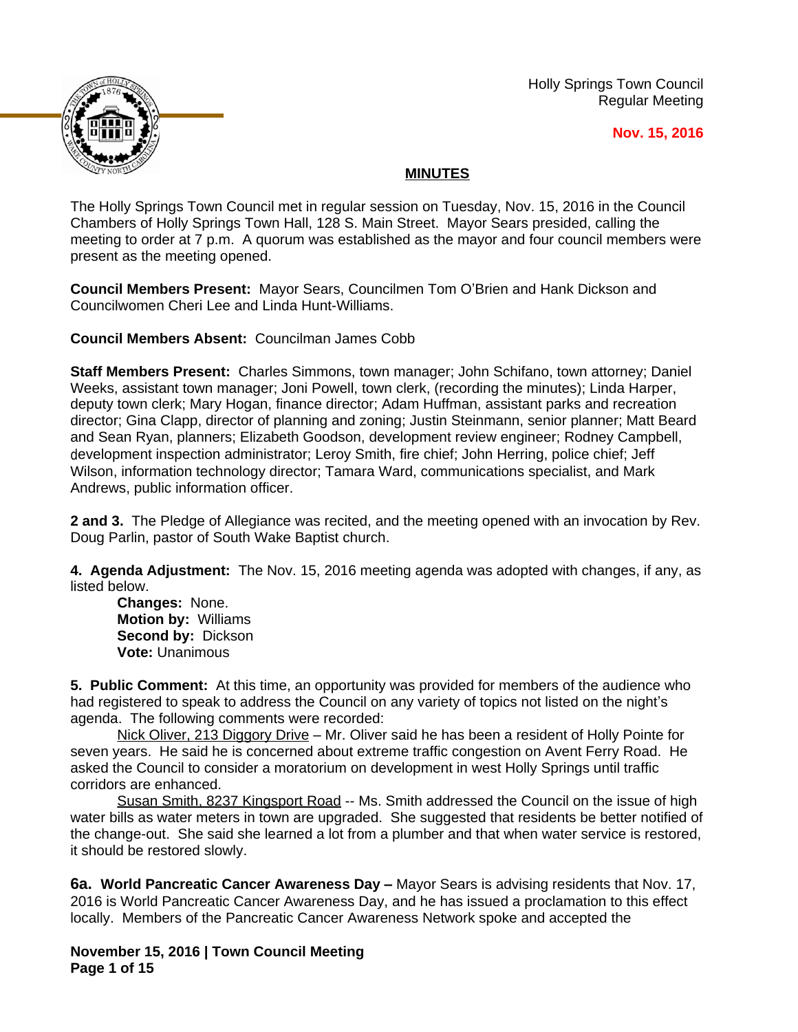Holly Springs Town Council
Regular Meeting

**Nov. 15, 2016**

## MINUTES

The Holly Springs Town Council met in regular session on Tuesday, Nov. 15, 2016 in the Council Chambers of Holly Springs Town Hall, 128 S. Main Street. Mayor Sears presided, calling the meeting to order at 7 p.m. A quorum was established as the mayor and four council members were present as the meeting opened.

**Council Members Present:** Mayor Sears, Councilmen Tom O'Brien and Hank Dickson and Councilwomen Cheri Lee and Linda Hunt-Williams.

**Council Members Absent:** Councilman James Cobb

**Staff Members Present:** Charles Simmons, town manager; John Schifano, town attorney; Daniel Weeks, assistant town manager; Joni Powell, town clerk, (recording the minutes); Linda Harper, deputy town clerk; Mary Hogan, finance director; Adam Huffman, assistant parks and recreation director; Gina Clapp, director of planning and zoning; Justin Steinmann, senior planner; Matt Beard and Sean Ryan, planners; Elizabeth Goodson, development review engineer; Rodney Campbell, development inspection administrator; Leroy Smith, fire chief; John Herring, police chief; Jeff Wilson, information technology director; Tamara Ward, communications specialist, and Mark Andrews, public information officer.

**2 and 3.** The Pledge of Allegiance was recited, and the meeting opened with an invocation by Rev. Doug Parlin, pastor of South Wake Baptist church.

**4. Agenda Adjustment:** The Nov. 15, 2016 meeting agenda was adopted with changes, if any, as listed below.

**Changes:** None.
**Motion by:** Williams
**Second by:** Dickson
**Vote:** Unanimous

**5. Public Comment:** At this time, an opportunity was provided for members of the audience who had registered to speak to address the Council on any variety of topics not listed on the night's agenda. The following comments were recorded:

Nick Oliver, 213 Diggory Drive – Mr. Oliver said he has been a resident of Holly Pointe for seven years. He said he is concerned about extreme traffic congestion on Avent Ferry Road. He asked the Council to consider a moratorium on development in west Holly Springs until traffic corridors are enhanced.

Susan Smith, 8237 Kingsport Road -- Ms. Smith addressed the Council on the issue of high water bills as water meters in town are upgraded. She suggested that residents be better notified of the change-out. She said she learned a lot from a plumber and that when water service is restored, it should be restored slowly.

**6a. World Pancreatic Cancer Awareness Day –** Mayor Sears is advising residents that Nov. 17, 2016 is World Pancreatic Cancer Awareness Day, and he has issued a proclamation to this effect locally. Members of the Pancreatic Cancer Awareness Network spoke and accepted the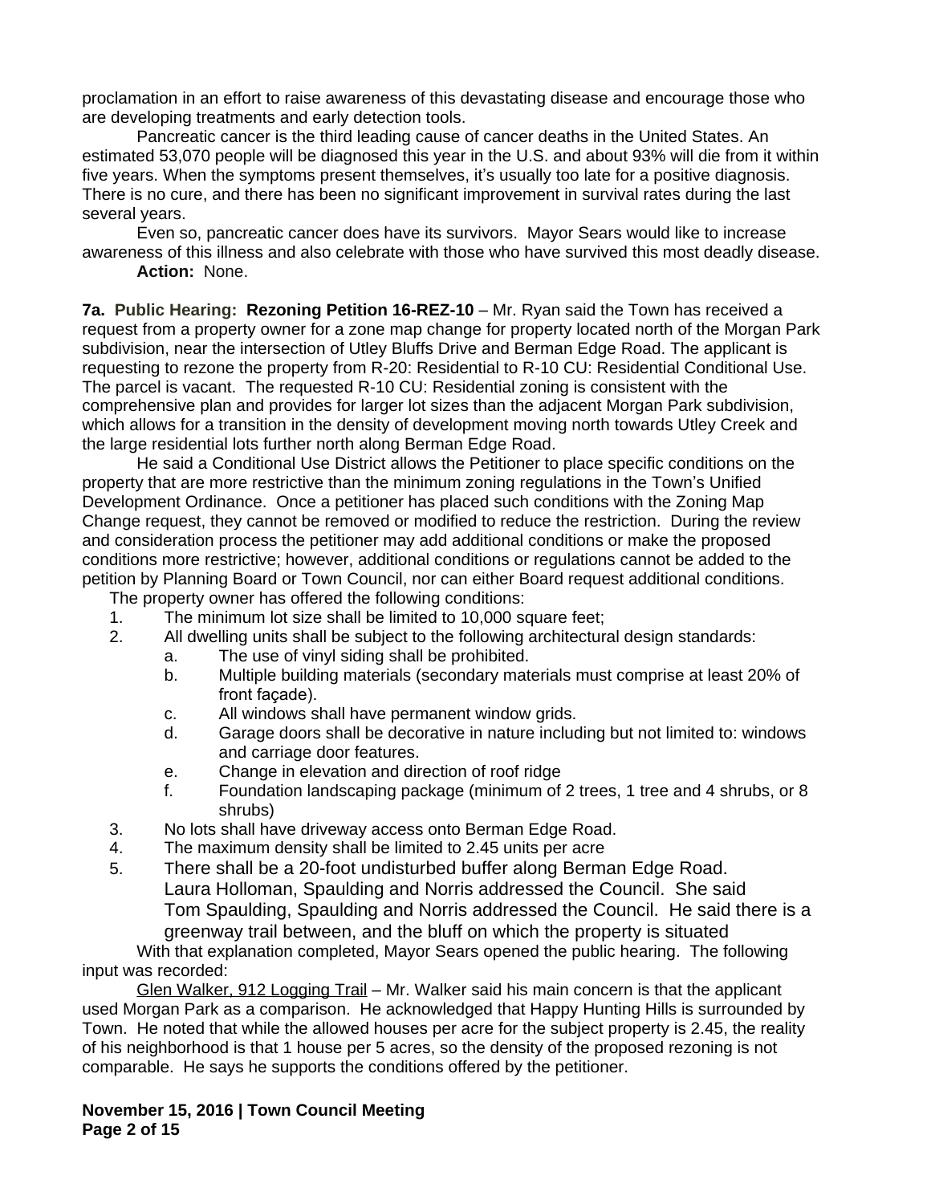proclamation in an effort to raise awareness of this devastating disease and encourage those who are developing treatments and early detection tools.

Pancreatic cancer is the third leading cause of cancer deaths in the United States. An estimated 53,070 people will be diagnosed this year in the U.S. and about 93% will die from it within five years. When the symptoms present themselves, it's usually too late for a positive diagnosis. There is no cure, and there has been no significant improvement in survival rates during the last several years.

Even so, pancreatic cancer does have its survivors. Mayor Sears would like to increase awareness of this illness and also celebrate with those who have survived this most deadly disease.

**Action:** None.

**7a. Public Hearing: Rezoning Petition 16-REZ-10** – Mr. Ryan said the Town has received a request from a property owner for a zone map change for property located north of the Morgan Park subdivision, near the intersection of Utley Bluffs Drive and Berman Edge Road. The applicant is requesting to rezone the property from R-20: Residential to R-10 CU: Residential Conditional Use. The parcel is vacant. The requested R-10 CU: Residential zoning is consistent with the comprehensive plan and provides for larger lot sizes than the adjacent Morgan Park subdivision, which allows for a transition in the density of development moving north towards Utley Creek and the large residential lots further north along Berman Edge Road.

He said a Conditional Use District allows the Petitioner to place specific conditions on the property that are more restrictive than the minimum zoning regulations in the Town's Unified Development Ordinance. Once a petitioner has placed such conditions with the Zoning Map Change request, they cannot be removed or modified to reduce the restriction. During the review and consideration process the petitioner may add additional conditions or make the proposed conditions more restrictive; however, additional conditions or regulations cannot be added to the petition by Planning Board or Town Council, nor can either Board request additional conditions.

The property owner has offered the following conditions:

1. The minimum lot size shall be limited to 10,000 square feet;
2. All dwelling units shall be subject to the following architectural design standards:
   a. The use of vinyl siding shall be prohibited.
   b. Multiple building materials (secondary materials must comprise at least 20% of front façade).
   c. All windows shall have permanent window grids.
   d. Garage doors shall be decorative in nature including but not limited to: windows and carriage door features.
   e. Change in elevation and direction of roof ridge
   f. Foundation landscaping package (minimum of 2 trees, 1 tree and 4 shrubs, or 8 shrubs)
3. No lots shall have driveway access onto Berman Edge Road.
4. The maximum density shall be limited to 2.45 units per acre
5. There shall be a 20-foot undisturbed buffer along Berman Edge Road.
   Laura Holloman, Spaulding and Norris addressed the Council. She said
   Tom Spaulding, Spaulding and Norris addressed the Council. He said there is a greenway trail between, and the bluff on which the property is situated

With that explanation completed, Mayor Sears opened the public hearing. The following input was recorded:

Glen Walker, 912 Logging Trail – Mr. Walker said his main concern is that the applicant used Morgan Park as a comparison. He acknowledged that Happy Hunting Hills is surrounded by Town. He noted that while the allowed houses per acre for the subject property is 2.45, the reality of his neighborhood is that 1 house per 5 acres, so the density of the proposed rezoning is not comparable. He says he supports the conditions offered by the petitioner.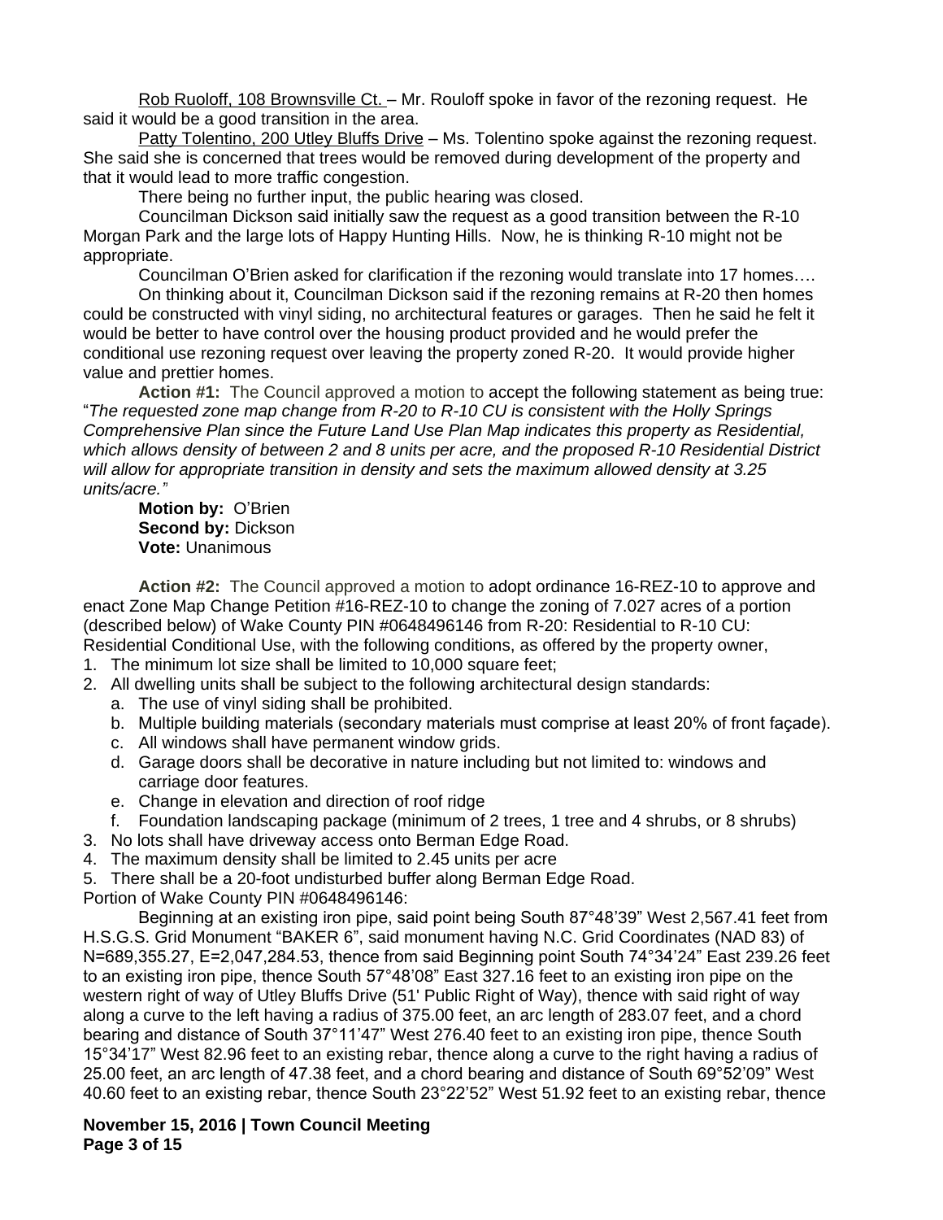Rob Ruoloff, 108 Brownsville Ct. – Mr. Rouloff spoke in favor of the rezoning request. He said it would be a good transition in the area.

Patty Tolentino, 200 Utley Bluffs Drive – Ms. Tolentino spoke against the rezoning request. She said she is concerned that trees would be removed during development of the property and that it would lead to more traffic congestion.

There being no further input, the public hearing was closed.

Councilman Dickson said initially saw the request as a good transition between the R-10 Morgan Park and the large lots of Happy Hunting Hills. Now, he is thinking R-10 might not be appropriate.

Councilman O'Brien asked for clarification if the rezoning would translate into 17 homes….

On thinking about it, Councilman Dickson said if the rezoning remains at R-20 then homes could be constructed with vinyl siding, no architectural features or garages. Then he said he felt it would be better to have control over the housing product provided and he would prefer the conditional use rezoning request over leaving the property zoned R-20. It would provide higher value and prettier homes.

**Action #1:** The Council approved a motion to accept the following statement as being true: "*The requested zone map change from R-20 to R-10 CU is consistent with the Holly Springs Comprehensive Plan since the Future Land Use Plan Map indicates this property as Residential, which allows density of between 2 and 8 units per acre, and the proposed R-10 Residential District will allow for appropriate transition in density and sets the maximum allowed density at 3.25 units/acre.*"

**Motion by:** O'Brien
**Second by:** Dickson
**Vote:** Unanimous

**Action #2:** The Council approved a motion to adopt ordinance 16-REZ-10 to approve and enact Zone Map Change Petition #16-REZ-10 to change the zoning of 7.027 acres of a portion (described below) of Wake County PIN #0648496146 from R-20: Residential to R-10 CU: Residential Conditional Use, with the following conditions, as offered by the property owner,

1. The minimum lot size shall be limited to 10,000 square feet;
2. All dwelling units shall be subject to the following architectural design standards:
   a. The use of vinyl siding shall be prohibited.
   b. Multiple building materials (secondary materials must comprise at least 20% of front façade).
   c. All windows shall have permanent window grids.
   d. Garage doors shall be decorative in nature including but not limited to: windows and carriage door features.
   e. Change in elevation and direction of roof ridge
   f. Foundation landscaping package (minimum of 2 trees, 1 tree and 4 shrubs, or 8 shrubs)
3. No lots shall have driveway access onto Berman Edge Road.
4. The maximum density shall be limited to 2.45 units per acre
5. There shall be a 20-foot undisturbed buffer along Berman Edge Road.

Portion of Wake County PIN #0648496146:

Beginning at an existing iron pipe, said point being South 87°48'39" West 2,567.41 feet from H.S.G.S. Grid Monument "BAKER 6", said monument having N.C. Grid Coordinates (NAD 83) of N=689,355.27, E=2,047,284.53, thence from said Beginning point South 74°34'24" East 239.26 feet to an existing iron pipe, thence South 57°48'08" East 327.16 feet to an existing iron pipe on the western right of way of Utley Bluffs Drive (51' Public Right of Way), thence with said right of way along a curve to the left having a radius of 375.00 feet, an arc length of 283.07 feet, and a chord bearing and distance of South 37°11'47" West 276.40 feet to an existing iron pipe, thence South 15°34'17" West 82.96 feet to an existing rebar, thence along a curve to the right having a radius of 25.00 feet, an arc length of 47.38 feet, and a chord bearing and distance of South 69°52'09" West 40.60 feet to an existing rebar, thence South 23°22'52" West 51.92 feet to an existing rebar, thence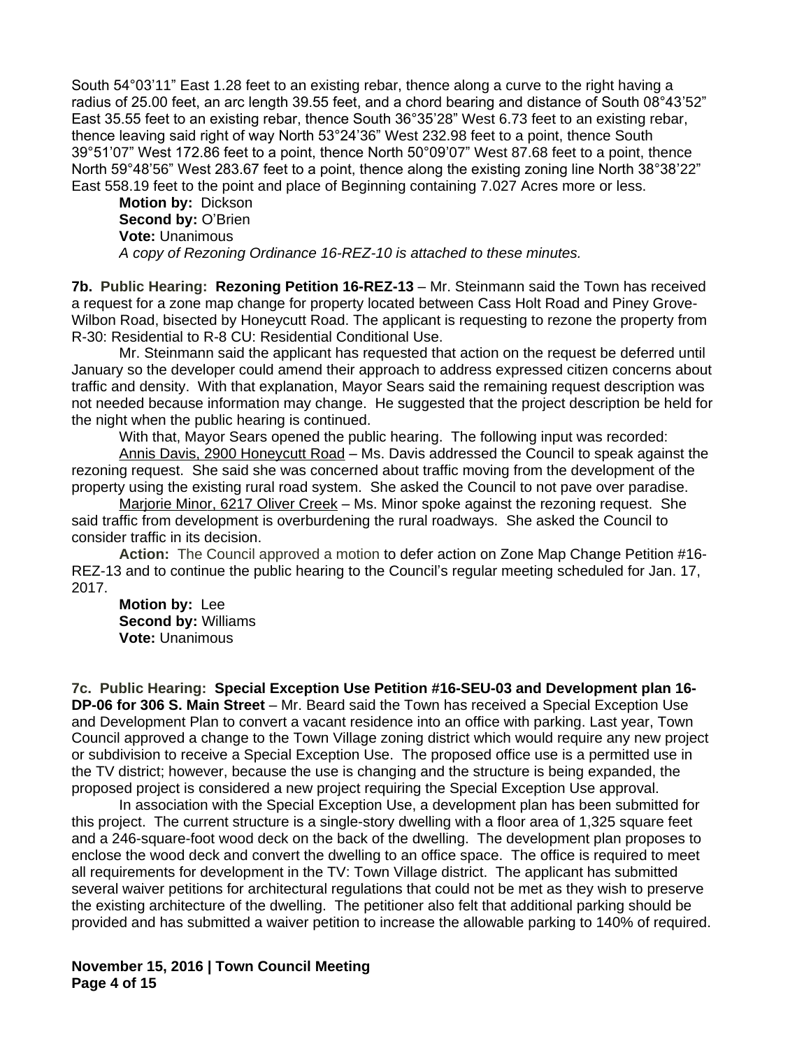South 54°03'11" East 1.28 feet to an existing rebar, thence along a curve to the right having a radius of 25.00 feet, an arc length 39.55 feet, and a chord bearing and distance of South 08°43'52" East 35.55 feet to an existing rebar, thence South 36°35'28" West 6.73 feet to an existing rebar, thence leaving said right of way North 53°24'36" West 232.98 feet to a point, thence South 39°51'07" West 172.86 feet to a point, thence North 50°09'07" West 87.68 feet to a point, thence North 59°48'56" West 283.67 feet to a point, thence along the existing zoning line North 38°38'22" East 558.19 feet to the point and place of Beginning containing 7.027 Acres more or less.

**Motion by:** Dickson
**Second by:** O'Brien
**Vote:** Unanimous
*A copy of Rezoning Ordinance 16-REZ-10 is attached to these minutes.*

**7b. Public Hearing: Rezoning Petition 16-REZ-13** – Mr. Steinmann said the Town has received a request for a zone map change for property located between Cass Holt Road and Piney Grove-Wilbon Road, bisected by Honeycutt Road. The applicant is requesting to rezone the property from R-30: Residential to R-8 CU: Residential Conditional Use.

Mr. Steinmann said the applicant has requested that action on the request be deferred until January so the developer could amend their approach to address expressed citizen concerns about traffic and density. With that explanation, Mayor Sears said the remaining request description was not needed because information may change. He suggested that the project description be held for the night when the public hearing is continued.

With that, Mayor Sears opened the public hearing. The following input was recorded:

Annis Davis, 2900 Honeycutt Road – Ms. Davis addressed the Council to speak against the rezoning request. She said she was concerned about traffic moving from the development of the property using the existing rural road system. She asked the Council to not pave over paradise.

Marjorie Minor, 6217 Oliver Creek – Ms. Minor spoke against the rezoning request. She said traffic from development is overburdening the rural roadways. She asked the Council to consider traffic in its decision.

**Action:** The Council approved a motion to defer action on Zone Map Change Petition #16-REZ-13 and to continue the public hearing to the Council's regular meeting scheduled for Jan. 17, 2017.

**Motion by:** Lee
**Second by:** Williams
**Vote:** Unanimous

**7c. Public Hearing: Special Exception Use Petition #16-SEU-03 and Development plan 16-DP-06 for 306 S. Main Street** – Mr. Beard said the Town has received a Special Exception Use and Development Plan to convert a vacant residence into an office with parking. Last year, Town Council approved a change to the Town Village zoning district which would require any new project or subdivision to receive a Special Exception Use. The proposed office use is a permitted use in the TV district; however, because the use is changing and the structure is being expanded, the proposed project is considered a new project requiring the Special Exception Use approval.

In association with the Special Exception Use, a development plan has been submitted for this project. The current structure is a single-story dwelling with a floor area of 1,325 square feet and a 246-square-foot wood deck on the back of the dwelling. The development plan proposes to enclose the wood deck and convert the dwelling to an office space. The office is required to meet all requirements for development in the TV: Town Village district. The applicant has submitted several waiver petitions for architectural regulations that could not be met as they wish to preserve the existing architecture of the dwelling. The petitioner also felt that additional parking should be provided and has submitted a waiver petition to increase the allowable parking to 140% of required.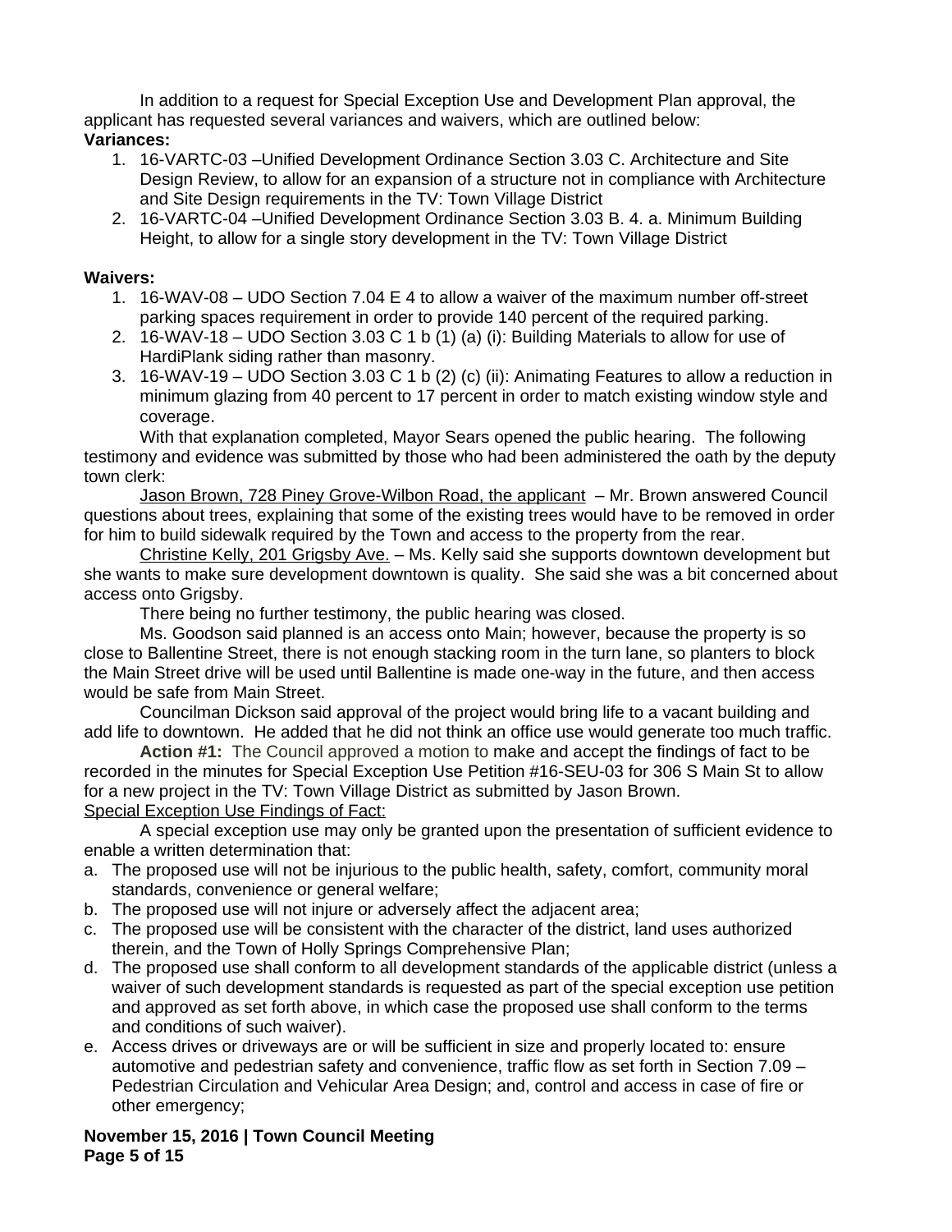In addition to a request for Special Exception Use and Development Plan approval, the applicant has requested several variances and waivers, which are outlined below:

**Variances:**

1. 16-VARTC-03 –Unified Development Ordinance Section 3.03 C. Architecture and Site Design Review, to allow for an expansion of a structure not in compliance with Architecture and Site Design requirements in the TV: Town Village District
2. 16-VARTC-04 –Unified Development Ordinance Section 3.03 B. 4. a. Minimum Building Height, to allow for a single story development in the TV: Town Village District

**Waivers:**

1. 16-WAV-08 – UDO Section 7.04 E 4 to allow a waiver of the maximum number off-street parking spaces requirement in order to provide 140 percent of the required parking.
2. 16-WAV-18 – UDO Section 3.03 C 1 b (1) (a) (i): Building Materials to allow for use of HardiPlank siding rather than masonry.
3. 16-WAV-19 – UDO Section 3.03 C 1 b (2) (c) (ii): Animating Features to allow a reduction in minimum glazing from 40 percent to 17 percent in order to match existing window style and coverage.

With that explanation completed, Mayor Sears opened the public hearing. The following testimony and evidence was submitted by those who had been administered the oath by the deputy town clerk:

Jason Brown, 728 Piney Grove-Wilbon Road, the applicant – Mr. Brown answered Council questions about trees, explaining that some of the existing trees would have to be removed in order for him to build sidewalk required by the Town and access to the property from the rear.

Christine Kelly, 201 Grigsby Ave. – Ms. Kelly said she supports downtown development but she wants to make sure development downtown is quality. She said she was a bit concerned about access onto Grigsby.

There being no further testimony, the public hearing was closed.

Ms. Goodson said planned is an access onto Main; however, because the property is so close to Ballentine Street, there is not enough stacking room in the turn lane, so planters to block the Main Street drive will be used until Ballentine is made one-way in the future, and then access would be safe from Main Street.

Councilman Dickson said approval of the project would bring life to a vacant building and add life to downtown. He added that he did not think an office use would generate too much traffic.

**Action #1:** The Council approved a motion to make and accept the findings of fact to be recorded in the minutes for Special Exception Use Petition #16-SEU-03 for 306 S Main St to allow for a new project in the TV: Town Village District as submitted by Jason Brown.

Special Exception Use Findings of Fact:

A special exception use may only be granted upon the presentation of sufficient evidence to enable a written determination that:

a. The proposed use will not be injurious to the public health, safety, comfort, community moral standards, convenience or general welfare;
b. The proposed use will not injure or adversely affect the adjacent area;
c. The proposed use will be consistent with the character of the district, land uses authorized therein, and the Town of Holly Springs Comprehensive Plan;
d. The proposed use shall conform to all development standards of the applicable district (unless a waiver of such development standards is requested as part of the special exception use petition and approved as set forth above, in which case the proposed use shall conform to the terms and conditions of such waiver).
e. Access drives or driveways are or will be sufficient in size and properly located to: ensure automotive and pedestrian safety and convenience, traffic flow as set forth in Section 7.09 – Pedestrian Circulation and Vehicular Area Design; and, control and access in case of fire or other emergency;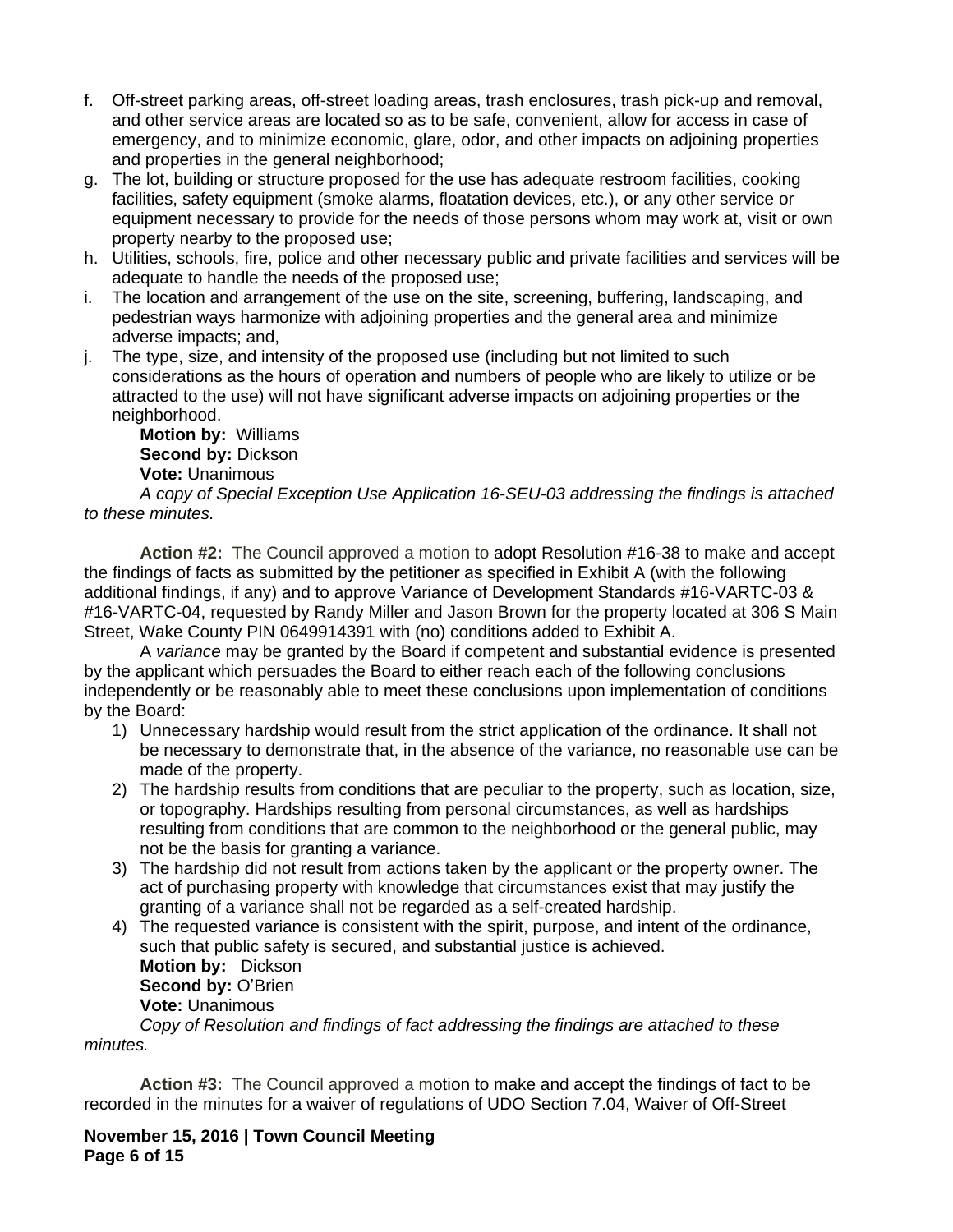f. Off-street parking areas, off-street loading areas, trash enclosures, trash pick-up and removal, and other service areas are located so as to be safe, convenient, allow for access in case of emergency, and to minimize economic, glare, odor, and other impacts on adjoining properties and properties in the general neighborhood;
g. The lot, building or structure proposed for the use has adequate restroom facilities, cooking facilities, safety equipment (smoke alarms, floatation devices, etc.), or any other service or equipment necessary to provide for the needs of those persons whom may work at, visit or own property nearby to the proposed use;
h. Utilities, schools, fire, police and other necessary public and private facilities and services will be adequate to handle the needs of the proposed use;
i. The location and arrangement of the use on the site, screening, buffering, landscaping, and pedestrian ways harmonize with adjoining properties and the general area and minimize adverse impacts; and,
j. The type, size, and intensity of the proposed use (including but not limited to such considerations as the hours of operation and numbers of people who are likely to utilize or be attracted to the use) will not have significant adverse impacts on adjoining properties or the neighborhood.

**Motion by:** Williams
**Second by:** Dickson
**Vote:** Unanimous

*A copy of Special Exception Use Application 16-SEU-03 addressing the findings is attached to these minutes.*

**Action #2:** The Council approved a motion to adopt Resolution #16-38 to make and accept the findings of facts as submitted by the petitioner as specified in Exhibit A (with the following additional findings, if any) and to approve Variance of Development Standards #16-VARTC-03 & #16-VARTC-04, requested by Randy Miller and Jason Brown for the property located at 306 S Main Street, Wake County PIN 0649914391 with (no) conditions added to Exhibit A.

A *variance* may be granted by the Board if competent and substantial evidence is presented by the applicant which persuades the Board to either reach each of the following conclusions independently or be reasonably able to meet these conclusions upon implementation of conditions by the Board:

1) Unnecessary hardship would result from the strict application of the ordinance. It shall not be necessary to demonstrate that, in the absence of the variance, no reasonable use can be made of the property.
2) The hardship results from conditions that are peculiar to the property, such as location, size, or topography. Hardships resulting from personal circumstances, as well as hardships resulting from conditions that are common to the neighborhood or the general public, may not be the basis for granting a variance.
3) The hardship did not result from actions taken by the applicant or the property owner. The act of purchasing property with knowledge that circumstances exist that may justify the granting of a variance shall not be regarded as a self-created hardship.
4) The requested variance is consistent with the spirit, purpose, and intent of the ordinance, such that public safety is secured, and substantial justice is achieved.

**Motion by:** Dickson
**Second by:** O'Brien
**Vote:** Unanimous

*Copy of Resolution and findings of fact addressing the findings are attached to these minutes.*

**Action #3:** The Council approved a motion to make and accept the findings of fact to be recorded in the minutes for a waiver of regulations of UDO Section 7.04, Waiver of Off-Street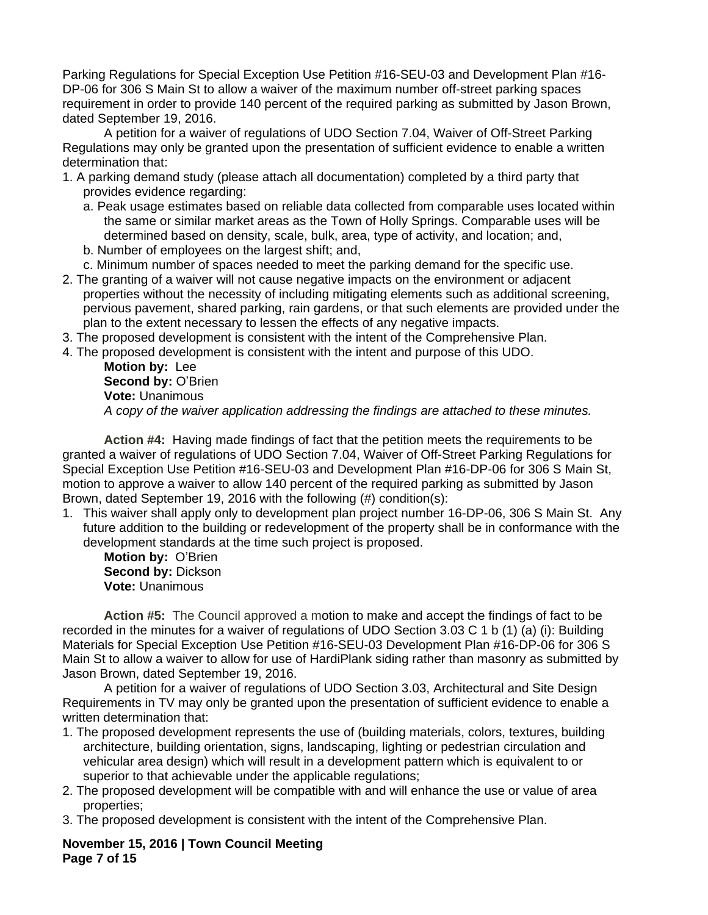Parking Regulations for Special Exception Use Petition #16-SEU-03 and Development Plan #16-DP-06 for 306 S Main St to allow a waiver of the maximum number off-street parking spaces requirement in order to provide 140 percent of the required parking as submitted by Jason Brown, dated September 19, 2016.

A petition for a waiver of regulations of UDO Section 7.04, Waiver of Off-Street Parking Regulations may only be granted upon the presentation of sufficient evidence to enable a written determination that:

1. A parking demand study (please attach all documentation) completed by a third party that provides evidence regarding:
   a. Peak usage estimates based on reliable data collected from comparable uses located within the same or similar market areas as the Town of Holly Springs. Comparable uses will be determined based on density, scale, bulk, area, type of activity, and location; and,
   b. Number of employees on the largest shift; and,
   c. Minimum number of spaces needed to meet the parking demand for the specific use.
2. The granting of a waiver will not cause negative impacts on the environment or adjacent properties without the necessity of including mitigating elements such as additional screening, pervious pavement, shared parking, rain gardens, or that such elements are provided under the plan to the extent necessary to lessen the effects of any negative impacts.
3. The proposed development is consistent with the intent of the Comprehensive Plan.
4. The proposed development is consistent with the intent and purpose of this UDO.

**Motion by:** Lee
**Second by:** O'Brien
**Vote:** Unanimous
*A copy of the waiver application addressing the findings are attached to these minutes.*

**Action #4:** Having made findings of fact that the petition meets the requirements to be granted a waiver of regulations of UDO Section 7.04, Waiver of Off-Street Parking Regulations for Special Exception Use Petition #16-SEU-03 and Development Plan #16-DP-06 for 306 S Main St, motion to approve a waiver to allow 140 percent of the required parking as submitted by Jason Brown, dated September 19, 2016 with the following (#) condition(s):

1. This waiver shall apply only to development plan project number 16-DP-06, 306 S Main St. Any future addition to the building or redevelopment of the property shall be in conformance with the development standards at the time such project is proposed.

**Motion by:** O'Brien
**Second by:** Dickson
**Vote:** Unanimous

**Action #5:** The Council approved a motion to make and accept the findings of fact to be recorded in the minutes for a waiver of regulations of UDO Section 3.03 C 1 b (1) (a) (i): Building Materials for Special Exception Use Petition #16-SEU-03 Development Plan #16-DP-06 for 306 S Main St to allow a waiver to allow for use of HardiPlank siding rather than masonry as submitted by Jason Brown, dated September 19, 2016.

A petition for a waiver of regulations of UDO Section 3.03, Architectural and Site Design Requirements in TV may only be granted upon the presentation of sufficient evidence to enable a written determination that:

1. The proposed development represents the use of (building materials, colors, textures, building architecture, building orientation, signs, landscaping, lighting or pedestrian circulation and vehicular area design) which will result in a development pattern which is equivalent to or superior to that achievable under the applicable regulations;
2. The proposed development will be compatible with and will enhance the use or value of area properties;
3. The proposed development is consistent with the intent of the Comprehensive Plan.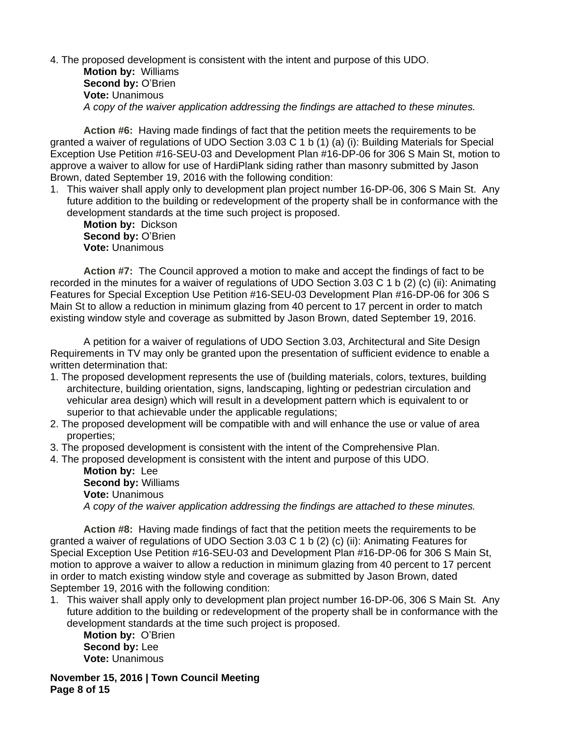4. The proposed development is consistent with the intent and purpose of this UDO.

**Motion by:** Williams
**Second by:** O'Brien
**Vote:** Unanimous
*A copy of the waiver application addressing the findings are attached to these minutes.*

**Action #6:** Having made findings of fact that the petition meets the requirements to be granted a waiver of regulations of UDO Section 3.03 C 1 b (1) (a) (i): Building Materials for Special Exception Use Petition #16-SEU-03 and Development Plan #16-DP-06 for 306 S Main St, motion to approve a waiver to allow for use of HardiPlank siding rather than masonry submitted by Jason Brown, dated September 19, 2016 with the following condition:

1. This waiver shall apply only to development plan project number 16-DP-06, 306 S Main St. Any future addition to the building or redevelopment of the property shall be in conformance with the development standards at the time such project is proposed.

**Motion by:** Dickson
**Second by:** O'Brien
**Vote:** Unanimous

**Action #7:** The Council approved a motion to make and accept the findings of fact to be recorded in the minutes for a waiver of regulations of UDO Section 3.03 C 1 b (2) (c) (ii): Animating Features for Special Exception Use Petition #16-SEU-03 Development Plan #16-DP-06 for 306 S Main St to allow a reduction in minimum glazing from 40 percent to 17 percent in order to match existing window style and coverage as submitted by Jason Brown, dated September 19, 2016.

A petition for a waiver of regulations of UDO Section 3.03, Architectural and Site Design Requirements in TV may only be granted upon the presentation of sufficient evidence to enable a written determination that:

1. The proposed development represents the use of (building materials, colors, textures, building architecture, building orientation, signs, landscaping, lighting or pedestrian circulation and vehicular area design) which will result in a development pattern which is equivalent to or superior to that achievable under the applicable regulations;
2. The proposed development will be compatible with and will enhance the use or value of area properties;
3. The proposed development is consistent with the intent of the Comprehensive Plan.
4. The proposed development is consistent with the intent and purpose of this UDO.

**Motion by:** Lee
**Second by:** Williams
**Vote:** Unanimous
*A copy of the waiver application addressing the findings are attached to these minutes.*

**Action #8:** Having made findings of fact that the petition meets the requirements to be granted a waiver of regulations of UDO Section 3.03 C 1 b (2) (c) (ii): Animating Features for Special Exception Use Petition #16-SEU-03 and Development Plan #16-DP-06 for 306 S Main St, motion to approve a waiver to allow a reduction in minimum glazing from 40 percent to 17 percent in order to match existing window style and coverage as submitted by Jason Brown, dated September 19, 2016 with the following condition:

1. This waiver shall apply only to development plan project number 16-DP-06, 306 S Main St. Any future addition to the building or redevelopment of the property shall be in conformance with the development standards at the time such project is proposed.

**Motion by:** O'Brien
**Second by:** Lee
**Vote:** Unanimous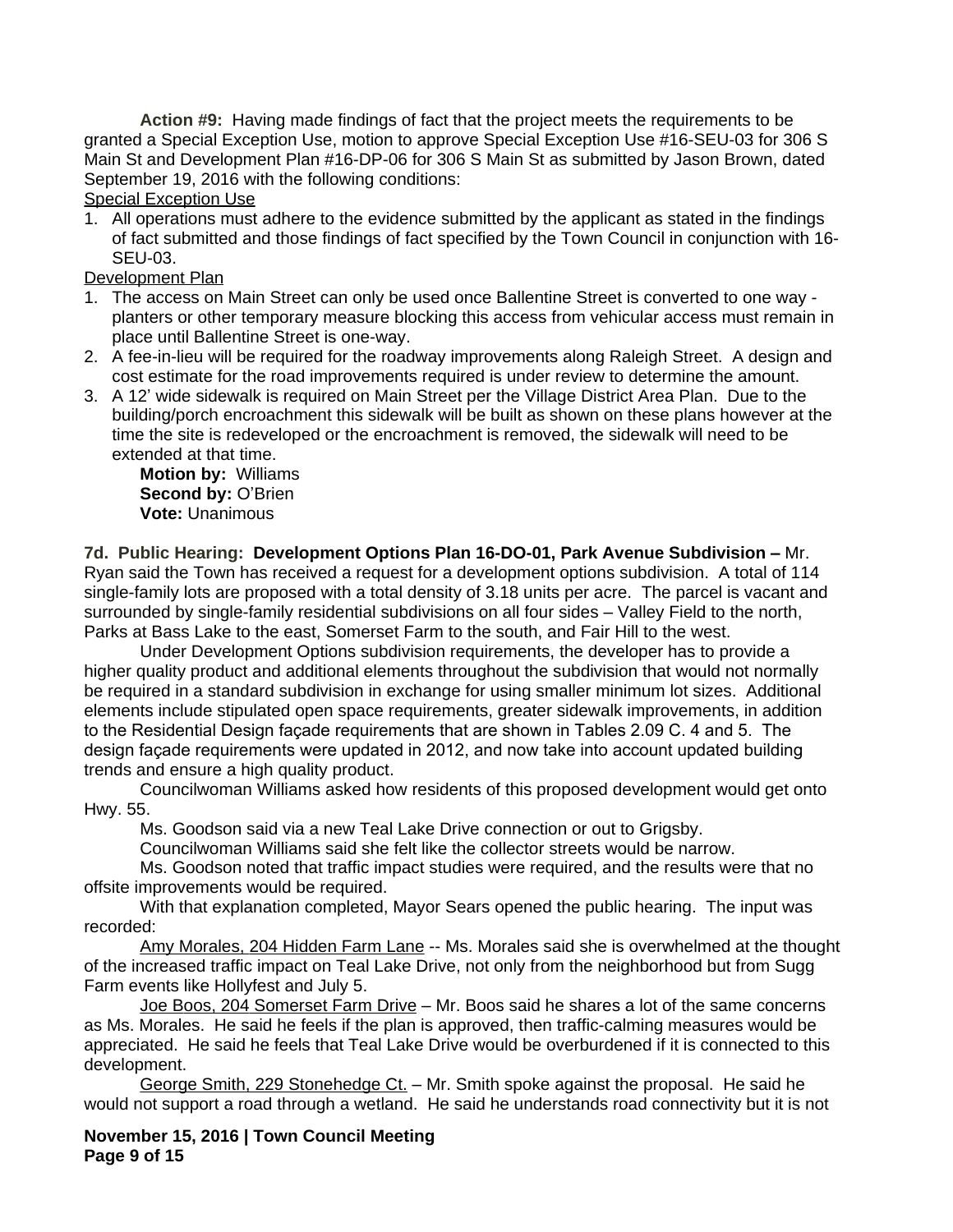**Action #9:** Having made findings of fact that the project meets the requirements to be granted a Special Exception Use, motion to approve Special Exception Use #16-SEU-03 for 306 S Main St and Development Plan #16-DP-06 for 306 S Main St as submitted by Jason Brown, dated September 19, 2016 with the following conditions:

Special Exception Use

1. All operations must adhere to the evidence submitted by the applicant as stated in the findings of fact submitted and those findings of fact specified by the Town Council in conjunction with 16-SEU-03.

Development Plan

1. The access on Main Street can only be used once Ballentine Street is converted to one way - planters or other temporary measure blocking this access from vehicular access must remain in place until Ballentine Street is one-way.
2. A fee-in-lieu will be required for the roadway improvements along Raleigh Street. A design and cost estimate for the road improvements required is under review to determine the amount.
3. A 12' wide sidewalk is required on Main Street per the Village District Area Plan. Due to the building/porch encroachment this sidewalk will be built as shown on these plans however at the time the site is redeveloped or the encroachment is removed, the sidewalk will need to be extended at that time.

**Motion by:** Williams
**Second by:** O'Brien
**Vote:** Unanimous

**7d. Public Hearing: Development Options Plan 16-DO-01, Park Avenue Subdivision –** Mr. Ryan said the Town has received a request for a development options subdivision. A total of 114 single-family lots are proposed with a total density of 3.18 units per acre. The parcel is vacant and surrounded by single-family residential subdivisions on all four sides – Valley Field to the north, Parks at Bass Lake to the east, Somerset Farm to the south, and Fair Hill to the west.

Under Development Options subdivision requirements, the developer has to provide a higher quality product and additional elements throughout the subdivision that would not normally be required in a standard subdivision in exchange for using smaller minimum lot sizes. Additional elements include stipulated open space requirements, greater sidewalk improvements, in addition to the Residential Design façade requirements that are shown in Tables 2.09 C. 4 and 5. The design façade requirements were updated in 2012, and now take into account updated building trends and ensure a high quality product.

Councilwoman Williams asked how residents of this proposed development would get onto Hwy. 55.

Ms. Goodson said via a new Teal Lake Drive connection or out to Grigsby.

Councilwoman Williams said she felt like the collector streets would be narrow.

Ms. Goodson noted that traffic impact studies were required, and the results were that no offsite improvements would be required.

With that explanation completed, Mayor Sears opened the public hearing. The input was recorded:

Amy Morales, 204 Hidden Farm Lane -- Ms. Morales said she is overwhelmed at the thought of the increased traffic impact on Teal Lake Drive, not only from the neighborhood but from Sugg Farm events like Hollyfest and July 5.

Joe Boos, 204 Somerset Farm Drive – Mr. Boos said he shares a lot of the same concerns as Ms. Morales. He said he feels if the plan is approved, then traffic-calming measures would be appreciated. He said he feels that Teal Lake Drive would be overburdened if it is connected to this development.

George Smith, 229 Stonehedge Ct. – Mr. Smith spoke against the proposal. He said he would not support a road through a wetland. He said he understands road connectivity but it is not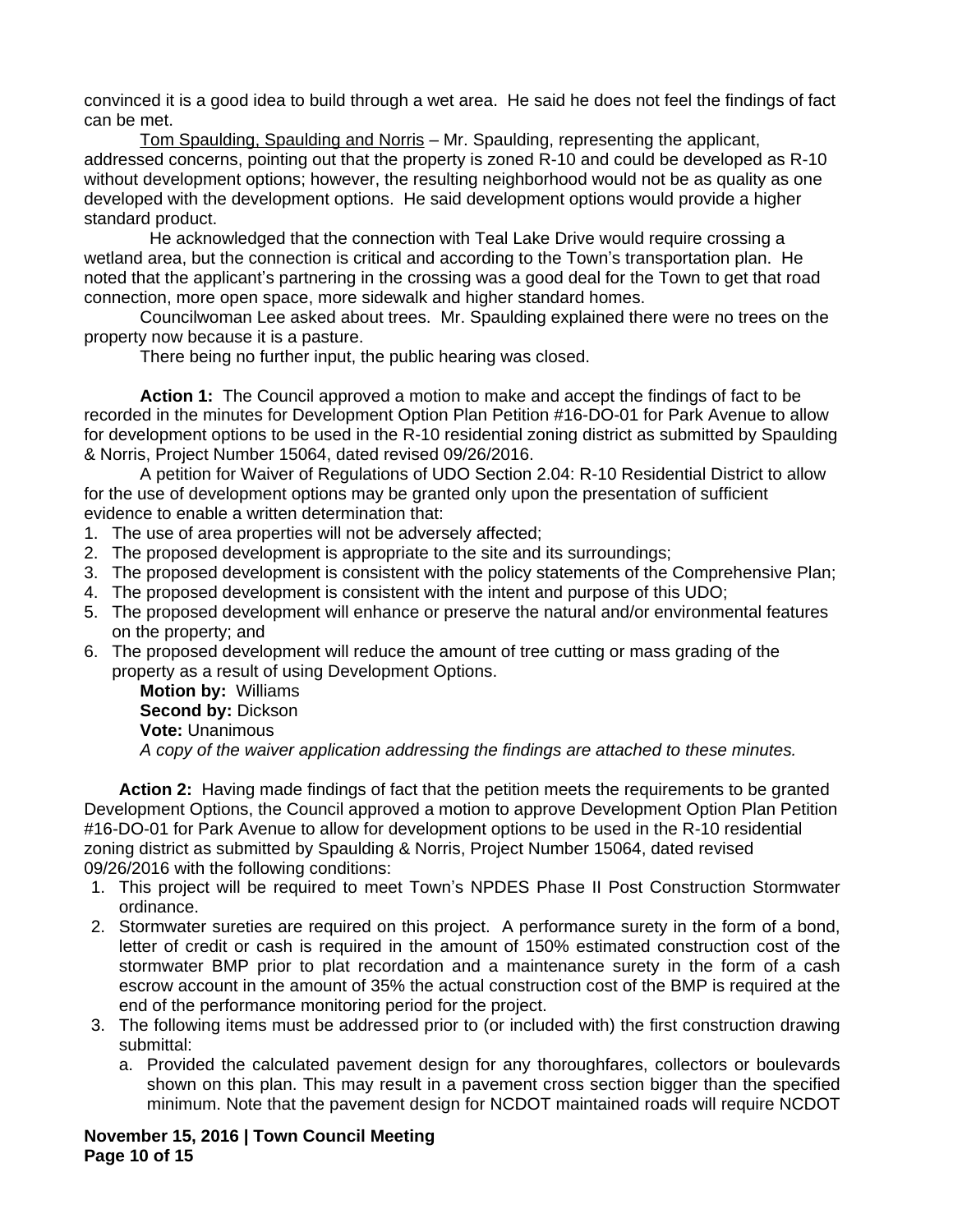convinced it is a good idea to build through a wet area. He said he does not feel the findings of fact can be met.

Tom Spaulding, Spaulding and Norris – Mr. Spaulding, representing the applicant, addressed concerns, pointing out that the property is zoned R-10 and could be developed as R-10 without development options; however, the resulting neighborhood would not be as quality as one developed with the development options. He said development options would provide a higher standard product.

He acknowledged that the connection with Teal Lake Drive would require crossing a wetland area, but the connection is critical and according to the Town's transportation plan. He noted that the applicant's partnering in the crossing was a good deal for the Town to get that road connection, more open space, more sidewalk and higher standard homes.

Councilwoman Lee asked about trees. Mr. Spaulding explained there were no trees on the property now because it is a pasture.

There being no further input, the public hearing was closed.

**Action 1:** The Council approved a motion to make and accept the findings of fact to be recorded in the minutes for Development Option Plan Petition #16-DO-01 for Park Avenue to allow for development options to be used in the R-10 residential zoning district as submitted by Spaulding & Norris, Project Number 15064, dated revised 09/26/2016.

A petition for Waiver of Regulations of UDO Section 2.04: R-10 Residential District to allow for the use of development options may be granted only upon the presentation of sufficient evidence to enable a written determination that:

1. The use of area properties will not be adversely affected;
2. The proposed development is appropriate to the site and its surroundings;
3. The proposed development is consistent with the policy statements of the Comprehensive Plan;
4. The proposed development is consistent with the intent and purpose of this UDO;
5. The proposed development will enhance or preserve the natural and/or environmental features on the property; and
6. The proposed development will reduce the amount of tree cutting or mass grading of the property as a result of using Development Options.

**Motion by:** Williams
**Second by:** Dickson
**Vote:** Unanimous
*A copy of the waiver application addressing the findings are attached to these minutes.*

**Action 2:** Having made findings of fact that the petition meets the requirements to be granted Development Options, the Council approved a motion to approve Development Option Plan Petition #16-DO-01 for Park Avenue to allow for development options to be used in the R-10 residential zoning district as submitted by Spaulding & Norris, Project Number 15064, dated revised 09/26/2016 with the following conditions:

1. This project will be required to meet Town's NPDES Phase II Post Construction Stormwater ordinance.
2. Stormwater sureties are required on this project. A performance surety in the form of a bond, letter of credit or cash is required in the amount of 150% estimated construction cost of the stormwater BMP prior to plat recordation and a maintenance surety in the form of a cash escrow account in the amount of 35% the actual construction cost of the BMP is required at the end of the performance monitoring period for the project.
3. The following items must be addressed prior to (or included with) the first construction drawing submittal:
   a. Provided the calculated pavement design for any thoroughfares, collectors or boulevards shown on this plan. This may result in a pavement cross section bigger than the specified minimum. Note that the pavement design for NCDOT maintained roads will require NCDOT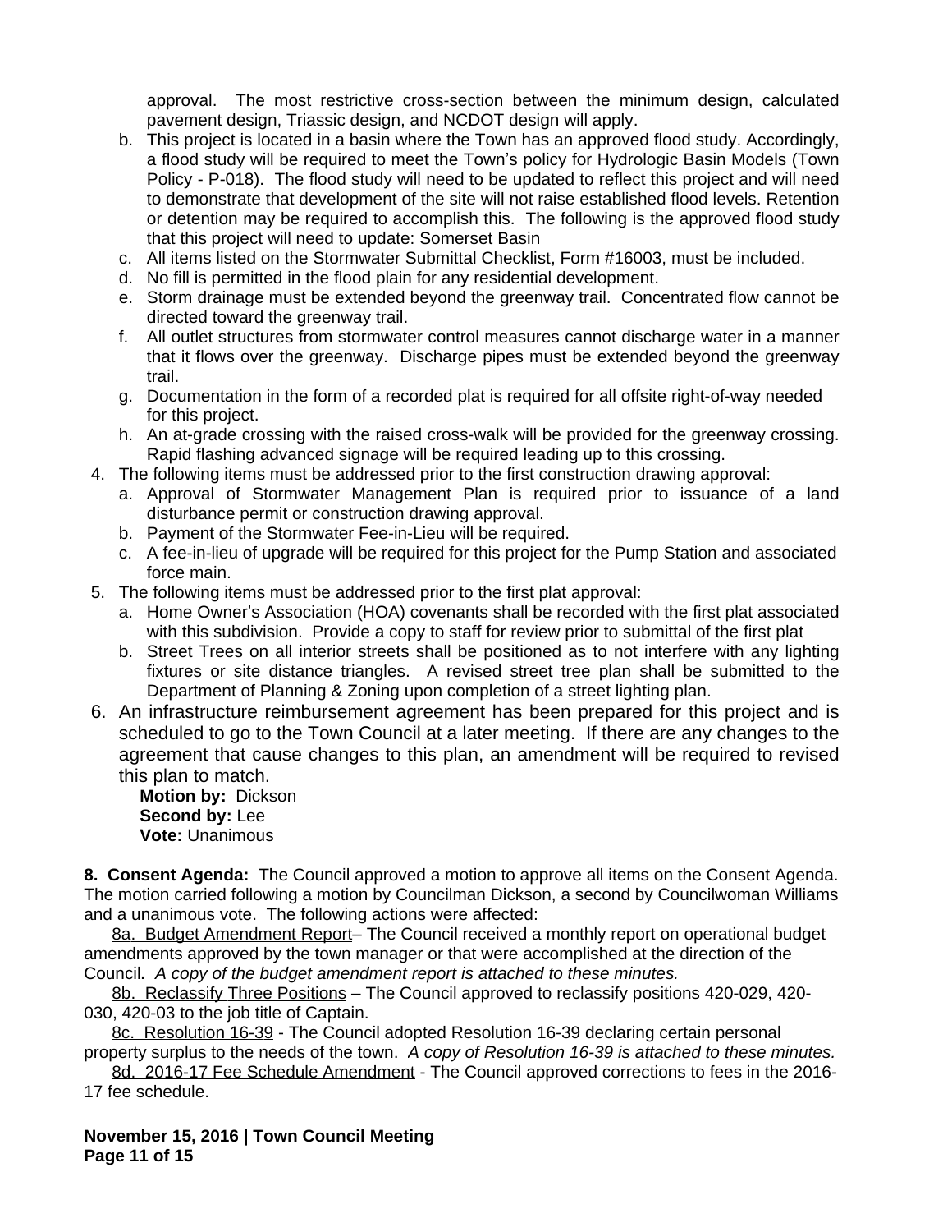approval. The most restrictive cross-section between the minimum design, calculated pavement design, Triassic design, and NCDOT design will apply.

b. This project is located in a basin where the Town has an approved flood study. Accordingly, a flood study will be required to meet the Town's policy for Hydrologic Basin Models (Town Policy - P-018). The flood study will need to be updated to reflect this project and will need to demonstrate that development of the site will not raise established flood levels. Retention or detention may be required to accomplish this. The following is the approved flood study that this project will need to update: Somerset Basin

c. All items listed on the Stormwater Submittal Checklist, Form #16003, must be included.

d. No fill is permitted in the flood plain for any residential development.

e. Storm drainage must be extended beyond the greenway trail. Concentrated flow cannot be directed toward the greenway trail.

f. All outlet structures from stormwater control measures cannot discharge water in a manner that it flows over the greenway. Discharge pipes must be extended beyond the greenway trail.

g. Documentation in the form of a recorded plat is required for all offsite right-of-way needed for this project.

h. An at-grade crossing with the raised cross-walk will be provided for the greenway crossing. Rapid flashing advanced signage will be required leading up to this crossing.

4. The following items must be addressed prior to the first construction drawing approval:
   a. Approval of Stormwater Management Plan is required prior to issuance of a land disturbance permit or construction drawing approval.
   b. Payment of the Stormwater Fee-in-Lieu will be required.
   c. A fee-in-lieu of upgrade will be required for this project for the Pump Station and associated force main.
5. The following items must be addressed prior to the first plat approval:
   a. Home Owner's Association (HOA) covenants shall be recorded with the first plat associated with this subdivision. Provide a copy to staff for review prior to submittal of the first plat
   b. Street Trees on all interior streets shall be positioned as to not interfere with any lighting fixtures or site distance triangles. A revised street tree plan shall be submitted to the Department of Planning & Zoning upon completion of a street lighting plan.
6. An infrastructure reimbursement agreement has been prepared for this project and is scheduled to go to the Town Council at a later meeting. If there are any changes to the agreement that cause changes to this plan, an amendment will be required to revised this plan to match.

   **Motion by:** Dickson
   **Second by:** Lee
   **Vote:** Unanimous

**8. Consent Agenda:** The Council approved a motion to approve all items on the Consent Agenda. The motion carried following a motion by Councilman Dickson, a second by Councilwoman Williams and a unanimous vote. The following actions were affected:

8a. Budget Amendment Report– The Council received a monthly report on operational budget amendments approved by the town manager or that were accomplished at the direction of the Council. *A copy of the budget amendment report is attached to these minutes.*

8b. Reclassify Three Positions – The Council approved to reclassify positions 420-029, 420-030, 420-03 to the job title of Captain.

8c. Resolution 16-39 - The Council adopted Resolution 16-39 declaring certain personal property surplus to the needs of the town. *A copy of Resolution 16-39 is attached to these minutes.*

8d. 2016-17 Fee Schedule Amendment - The Council approved corrections to fees in the 2016-17 fee schedule.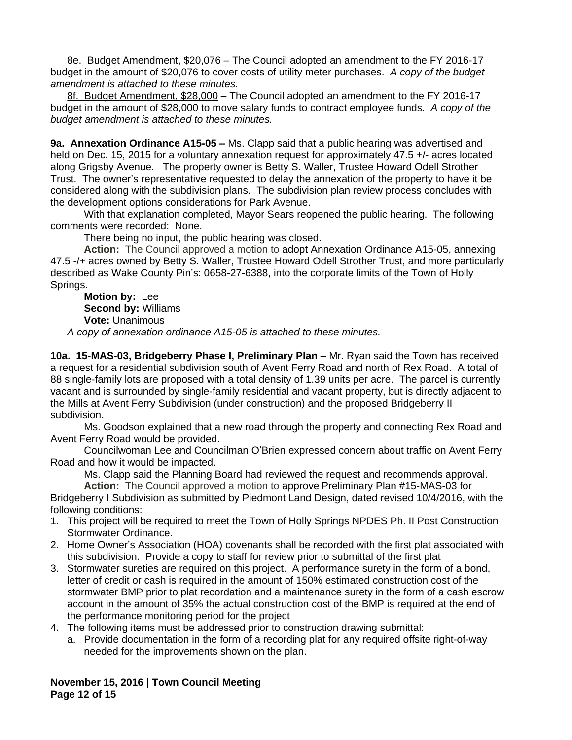8e. Budget Amendment, $20,076 – The Council adopted an amendment to the FY 2016-17 budget in the amount of $20,076 to cover costs of utility meter purchases. *A copy of the budget amendment is attached to these minutes.*

8f. Budget Amendment, $28,000 – The Council adopted an amendment to the FY 2016-17 budget in the amount of $28,000 to move salary funds to contract employee funds. *A copy of the budget amendment is attached to these minutes.*

**9a. Annexation Ordinance A15-05 –** Ms. Clapp said that a public hearing was advertised and held on Dec. 15, 2015 for a voluntary annexation request for approximately 47.5 +/- acres located along Grigsby Avenue. The property owner is Betty S. Waller, Trustee Howard Odell Strother Trust. The owner's representative requested to delay the annexation of the property to have it be considered along with the subdivision plans. The subdivision plan review process concludes with the development options considerations for Park Avenue.

With that explanation completed, Mayor Sears reopened the public hearing. The following comments were recorded: None.

There being no input, the public hearing was closed.

**Action:** The Council approved a motion to adopt Annexation Ordinance A15-05, annexing 47.5 -/+ acres owned by Betty S. Waller, Trustee Howard Odell Strother Trust, and more particularly described as Wake County Pin's: 0658-27-6388, into the corporate limits of the Town of Holly Springs.

**Motion by:** Lee
**Second by:** Williams
**Vote:** Unanimous

*A copy of annexation ordinance A15-05 is attached to these minutes.*

**10a. 15-MAS-03, Bridgeberry Phase I, Preliminary Plan –** Mr. Ryan said the Town has received a request for a residential subdivision south of Avent Ferry Road and north of Rex Road. A total of 88 single-family lots are proposed with a total density of 1.39 units per acre. The parcel is currently vacant and is surrounded by single-family residential and vacant property, but is directly adjacent to the Mills at Avent Ferry Subdivision (under construction) and the proposed Bridgeberry II subdivision.

Ms. Goodson explained that a new road through the property and connecting Rex Road and Avent Ferry Road would be provided.

Councilwoman Lee and Councilman O'Brien expressed concern about traffic on Avent Ferry Road and how it would be impacted.

Ms. Clapp said the Planning Board had reviewed the request and recommends approval.

**Action:** The Council approved a motion to approve Preliminary Plan #15-MAS-03 for Bridgeberry I Subdivision as submitted by Piedmont Land Design, dated revised 10/4/2016, with the following conditions:

1. This project will be required to meet the Town of Holly Springs NPDES Ph. II Post Construction Stormwater Ordinance.
2. Home Owner's Association (HOA) covenants shall be recorded with the first plat associated with this subdivision. Provide a copy to staff for review prior to submittal of the first plat
3. Stormwater sureties are required on this project. A performance surety in the form of a bond, letter of credit or cash is required in the amount of 150% estimated construction cost of the stormwater BMP prior to plat recordation and a maintenance surety in the form of a cash escrow account in the amount of 35% the actual construction cost of the BMP is required at the end of the performance monitoring period for the project
4. The following items must be addressed prior to construction drawing submittal:
   a. Provide documentation in the form of a recording plat for any required offsite right-of-way needed for the improvements shown on the plan.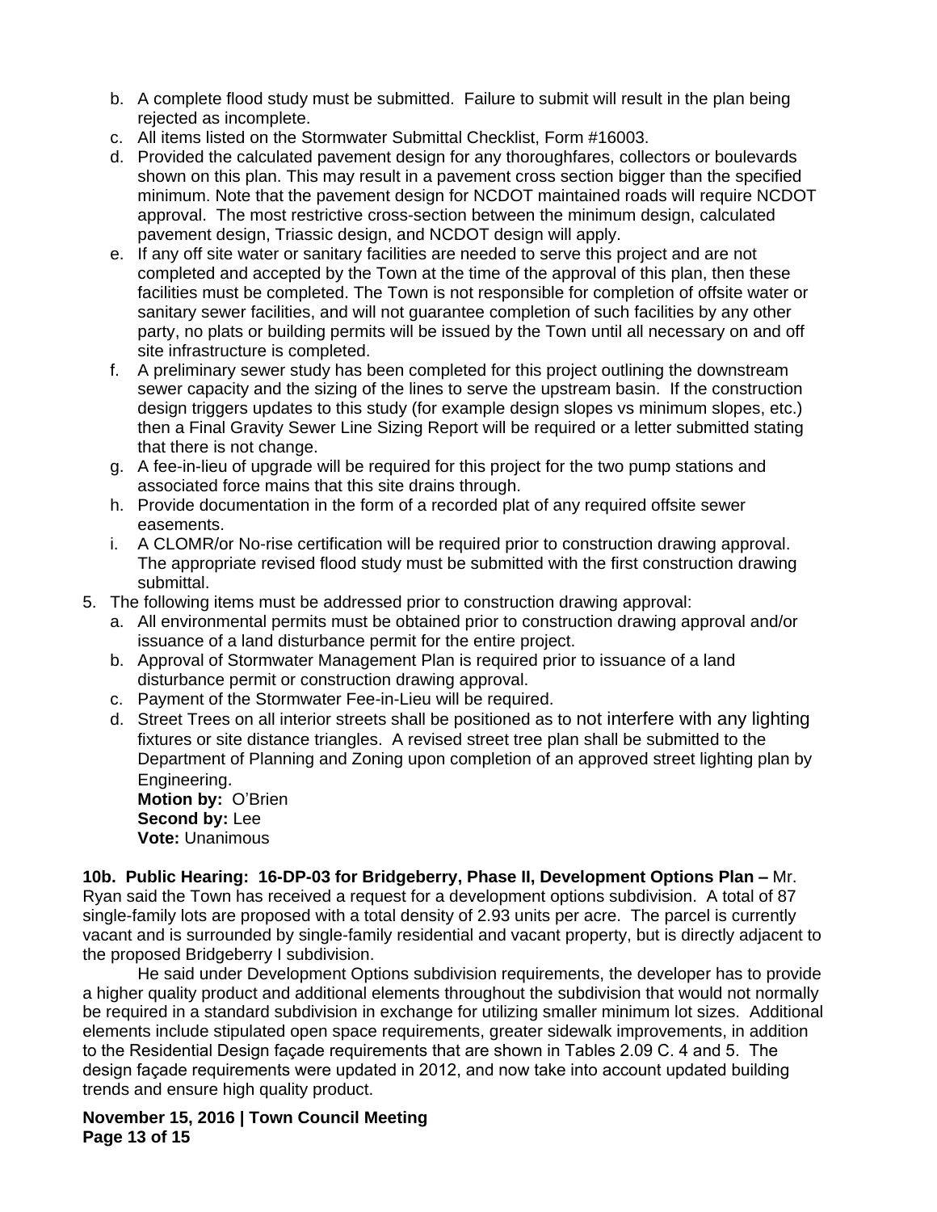b. A complete flood study must be submitted. Failure to submit will result in the plan being rejected as incomplete.
c. All items listed on the Stormwater Submittal Checklist, Form #16003.
d. Provided the calculated pavement design for any thoroughfares, collectors or boulevards shown on this plan. This may result in a pavement cross section bigger than the specified minimum. Note that the pavement design for NCDOT maintained roads will require NCDOT approval. The most restrictive cross-section between the minimum design, calculated pavement design, Triassic design, and NCDOT design will apply.
e. If any off site water or sanitary facilities are needed to serve this project and are not completed and accepted by the Town at the time of the approval of this plan, then these facilities must be completed. The Town is not responsible for completion of offsite water or sanitary sewer facilities, and will not guarantee completion of such facilities by any other party, no plats or building permits will be issued by the Town until all necessary on and off site infrastructure is completed.
f. A preliminary sewer study has been completed for this project outlining the downstream sewer capacity and the sizing of the lines to serve the upstream basin. If the construction design triggers updates to this study (for example design slopes vs minimum slopes, etc.) then a Final Gravity Sewer Line Sizing Report will be required or a letter submitted stating that there is not change.
g. A fee-in-lieu of upgrade will be required for this project for the two pump stations and associated force mains that this site drains through.
h. Provide documentation in the form of a recorded plat of any required offsite sewer easements.
i. A CLOMR/or No-rise certification will be required prior to construction drawing approval. The appropriate revised flood study must be submitted with the first construction drawing submittal.

5. The following items must be addressed prior to construction drawing approval:
   a. All environmental permits must be obtained prior to construction drawing approval and/or issuance of a land disturbance permit for the entire project.
   b. Approval of Stormwater Management Plan is required prior to issuance of a land disturbance permit or construction drawing approval.
   c. Payment of the Stormwater Fee-in-Lieu will be required.
   d. Street Trees on all interior streets shall be positioned as to not interfere with any lighting fixtures or site distance triangles. A revised street tree plan shall be submitted to the Department of Planning and Zoning upon completion of an approved street lighting plan by Engineering.

   **Motion by:** O'Brien
   **Second by:** Lee
   **Vote:** Unanimous

**10b. Public Hearing: 16-DP-03 for Bridgeberry, Phase II, Development Options Plan –** Mr. Ryan said the Town has received a request for a development options subdivision. A total of 87 single-family lots are proposed with a total density of 2.93 units per acre. The parcel is currently vacant and is surrounded by single-family residential and vacant property, but is directly adjacent to the proposed Bridgeberry I subdivision.

He said under Development Options subdivision requirements, the developer has to provide a higher quality product and additional elements throughout the subdivision that would not normally be required in a standard subdivision in exchange for utilizing smaller minimum lot sizes. Additional elements include stipulated open space requirements, greater sidewalk improvements, in addition to the Residential Design façade requirements that are shown in Tables 2.09 C. 4 and 5. The design façade requirements were updated in 2012, and now take into account updated building trends and ensure high quality product.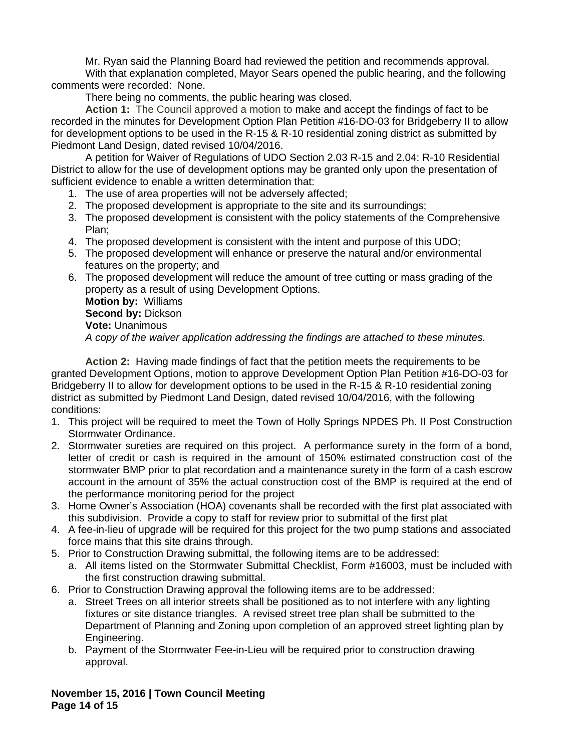Mr. Ryan said the Planning Board had reviewed the petition and recommends approval.

With that explanation completed, Mayor Sears opened the public hearing, and the following comments were recorded: None.

There being no comments, the public hearing was closed.

**Action 1:** The Council approved a motion to make and accept the findings of fact to be recorded in the minutes for Development Option Plan Petition #16-DO-03 for Bridgeberry II to allow for development options to be used in the R-15 & R-10 residential zoning district as submitted by Piedmont Land Design, dated revised 10/04/2016.

A petition for Waiver of Regulations of UDO Section 2.03 R-15 and 2.04: R-10 Residential District to allow for the use of development options may be granted only upon the presentation of sufficient evidence to enable a written determination that:

1. The use of area properties will not be adversely affected;
2. The proposed development is appropriate to the site and its surroundings;
3. The proposed development is consistent with the policy statements of the Comprehensive Plan;
4. The proposed development is consistent with the intent and purpose of this UDO;
5. The proposed development will enhance or preserve the natural and/or environmental features on the property; and
6. The proposed development will reduce the amount of tree cutting or mass grading of the property as a result of using Development Options.

**Motion by:** Williams
**Second by:** Dickson
**Vote:** Unanimous
*A copy of the waiver application addressing the findings are attached to these minutes.*

**Action 2:** Having made findings of fact that the petition meets the requirements to be granted Development Options, motion to approve Development Option Plan Petition #16-DO-03 for Bridgeberry II to allow for development options to be used in the R-15 & R-10 residential zoning district as submitted by Piedmont Land Design, dated revised 10/04/2016, with the following conditions:

1. This project will be required to meet the Town of Holly Springs NPDES Ph. II Post Construction Stormwater Ordinance.
2. Stormwater sureties are required on this project. A performance surety in the form of a bond, letter of credit or cash is required in the amount of 150% estimated construction cost of the stormwater BMP prior to plat recordation and a maintenance surety in the form of a cash escrow account in the amount of 35% the actual construction cost of the BMP is required at the end of the performance monitoring period for the project
3. Home Owner's Association (HOA) covenants shall be recorded with the first plat associated with this subdivision. Provide a copy to staff for review prior to submittal of the first plat
4. A fee-in-lieu of upgrade will be required for this project for the two pump stations and associated force mains that this site drains through.
5. Prior to Construction Drawing submittal, the following items are to be addressed:
   a. All items listed on the Stormwater Submittal Checklist, Form #16003, must be included with the first construction drawing submittal.
6. Prior to Construction Drawing approval the following items are to be addressed:
   a. Street Trees on all interior streets shall be positioned as to not interfere with any lighting fixtures or site distance triangles. A revised street tree plan shall be submitted to the Department of Planning and Zoning upon completion of an approved street lighting plan by Engineering.
   b. Payment of the Stormwater Fee-in-Lieu will be required prior to construction drawing approval.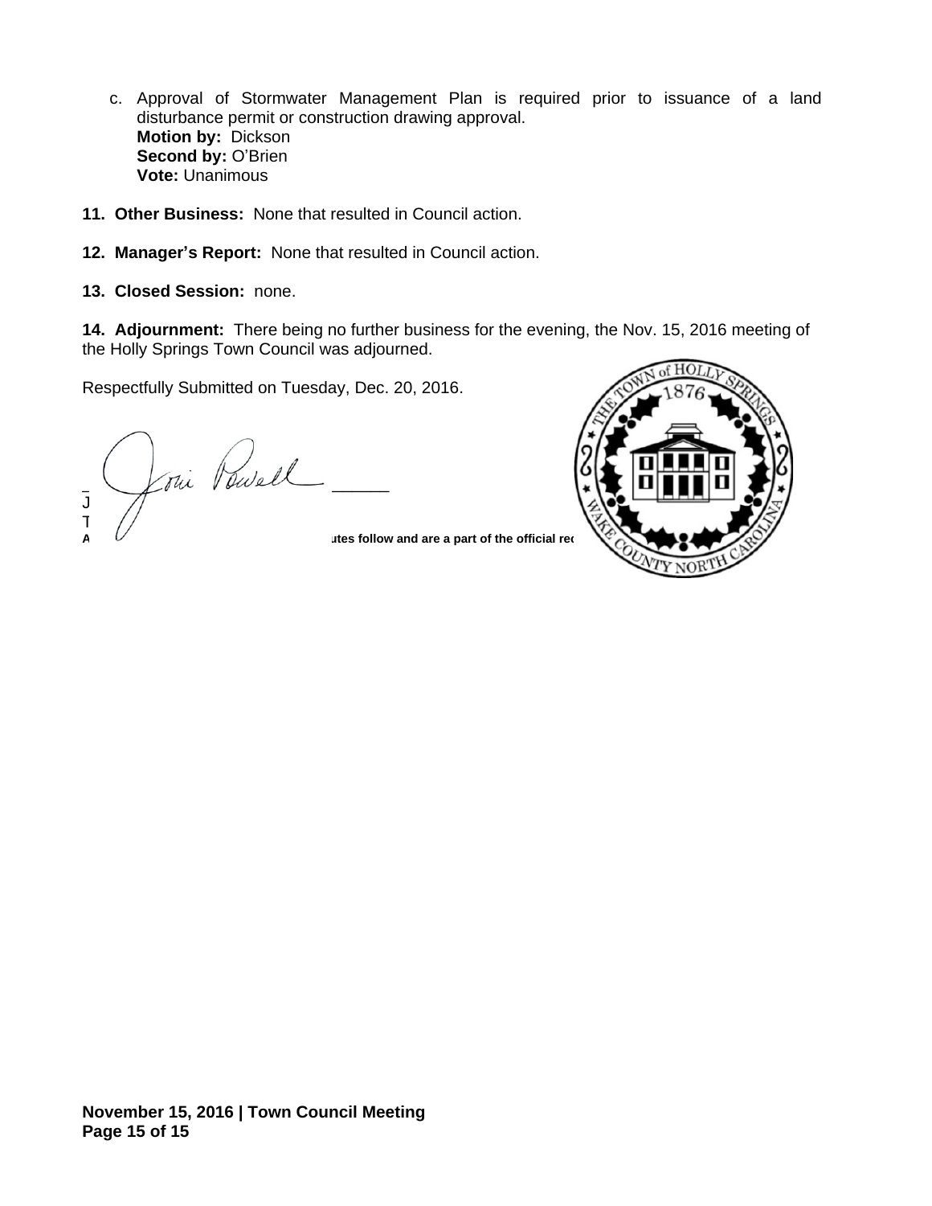c. Approval of Stormwater Management Plan is required prior to issuance of a land disturbance permit or construction drawing approval.
   **Motion by:** Dickson
   **Second by:** O'Brien
   **Vote:** Unanimous

**11. Other Business:** None that resulted in Council action.

**12. Manager's Report:** None that resulted in Council action.

**13. Closed Session:** none.

**14. Adjournment:** There being no further business for the evening, the Nov. 15, 2016 meeting of the Holly Springs Town Council was adjourned.

Respectfully Submitted on Tuesday, Dec. 20, 2016.

J

T

**A utes follow and are a part of the official rec**